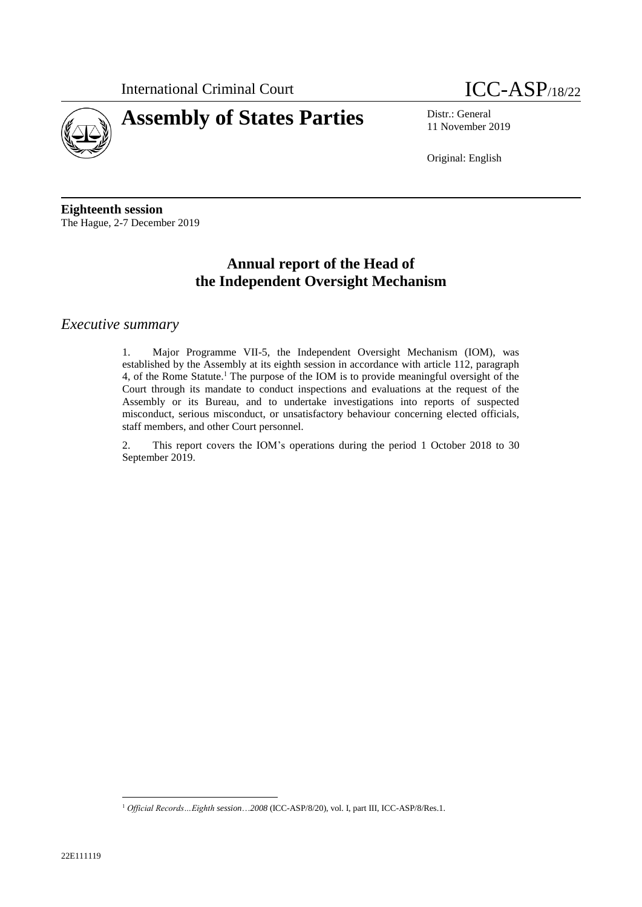International Criminal Court ICC-ASP/18/22

# Assembly of States Parties

Distr.: General
11 November 2019

Original: English

**Eighteenth session**
The Hague, 2-7 December 2019

## Annual report of the Head of the Independent Oversight Mechanism

### *Executive summary*

1. Major Programme VII-5, the Independent Oversight Mechanism (IOM), was established by the Assembly at its eighth session in accordance with article 112, paragraph 4, of the Rome Statute.[1] The purpose of the IOM is to provide meaningful oversight of the Court through its mandate to conduct inspections and evaluations at the request of the Assembly or its Bureau, and to undertake investigations into reports of suspected misconduct, serious misconduct, or unsatisfactory behaviour concerning elected officials, staff members, and other Court personnel.

2. This report covers the IOM's operations during the period 1 October 2018 to 30 September 2019.

[1] *Official Records…Eighth session…2008* (ICC-ASP/8/20), vol. I, part III, ICC-ASP/8/Res.1.

22E111119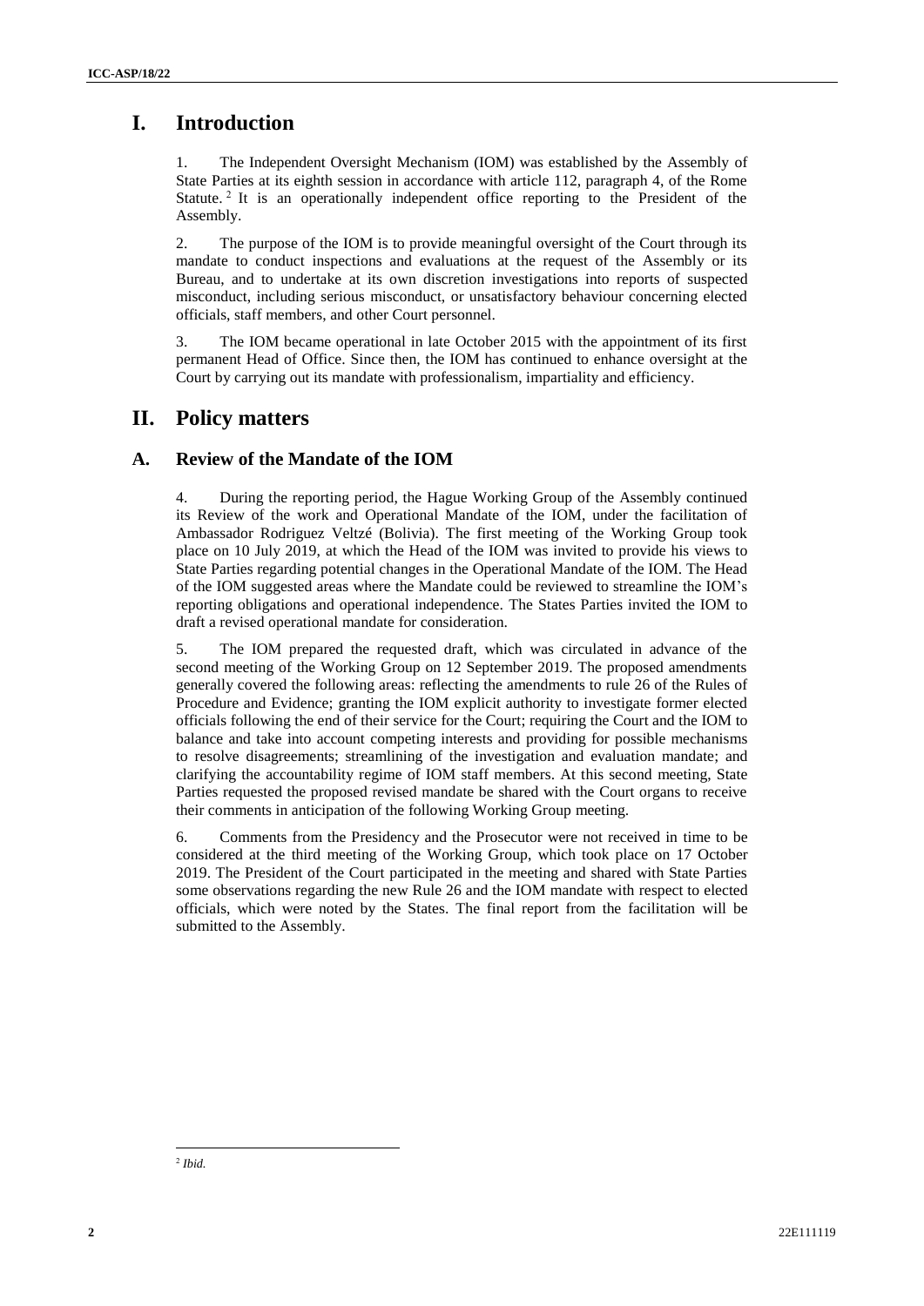# I. Introduction

1. The Independent Oversight Mechanism (IOM) was established by the Assembly of State Parties at its eighth session in accordance with article 112, paragraph 4, of the Rome Statute.[2] It is an operationally independent office reporting to the President of the Assembly.

2. The purpose of the IOM is to provide meaningful oversight of the Court through its mandate to conduct inspections and evaluations at the request of the Assembly or its Bureau, and to undertake at its own discretion investigations into reports of suspected misconduct, including serious misconduct, or unsatisfactory behaviour concerning elected officials, staff members, and other Court personnel.

3. The IOM became operational in late October 2015 with the appointment of its first permanent Head of Office. Since then, the IOM has continued to enhance oversight at the Court by carrying out its mandate with professionalism, impartiality and efficiency.

# II. Policy matters

## A. Review of the Mandate of the IOM

4. During the reporting period, the Hague Working Group of the Assembly continued its Review of the work and Operational Mandate of the IOM, under the facilitation of Ambassador Rodriguez Veltzé (Bolivia). The first meeting of the Working Group took place on 10 July 2019, at which the Head of the IOM was invited to provide his views to State Parties regarding potential changes in the Operational Mandate of the IOM. The Head of the IOM suggested areas where the Mandate could be reviewed to streamline the IOM's reporting obligations and operational independence. The States Parties invited the IOM to draft a revised operational mandate for consideration.

5. The IOM prepared the requested draft, which was circulated in advance of the second meeting of the Working Group on 12 September 2019. The proposed amendments generally covered the following areas: reflecting the amendments to rule 26 of the Rules of Procedure and Evidence; granting the IOM explicit authority to investigate former elected officials following the end of their service for the Court; requiring the Court and the IOM to balance and take into account competing interests and providing for possible mechanisms to resolve disagreements; streamlining of the investigation and evaluation mandate; and clarifying the accountability regime of IOM staff members. At this second meeting, State Parties requested the proposed revised mandate be shared with the Court organs to receive their comments in anticipation of the following Working Group meeting.

6. Comments from the Presidency and the Prosecutor were not received in time to be considered at the third meeting of the Working Group, which took place on 17 October 2019. The President of the Court participated in the meeting and shared with State Parties some observations regarding the new Rule 26 and the IOM mandate with respect to elected officials, which were noted by the States. The final report from the facilitation will be submitted to the Assembly.

---

[2] *Ibid.*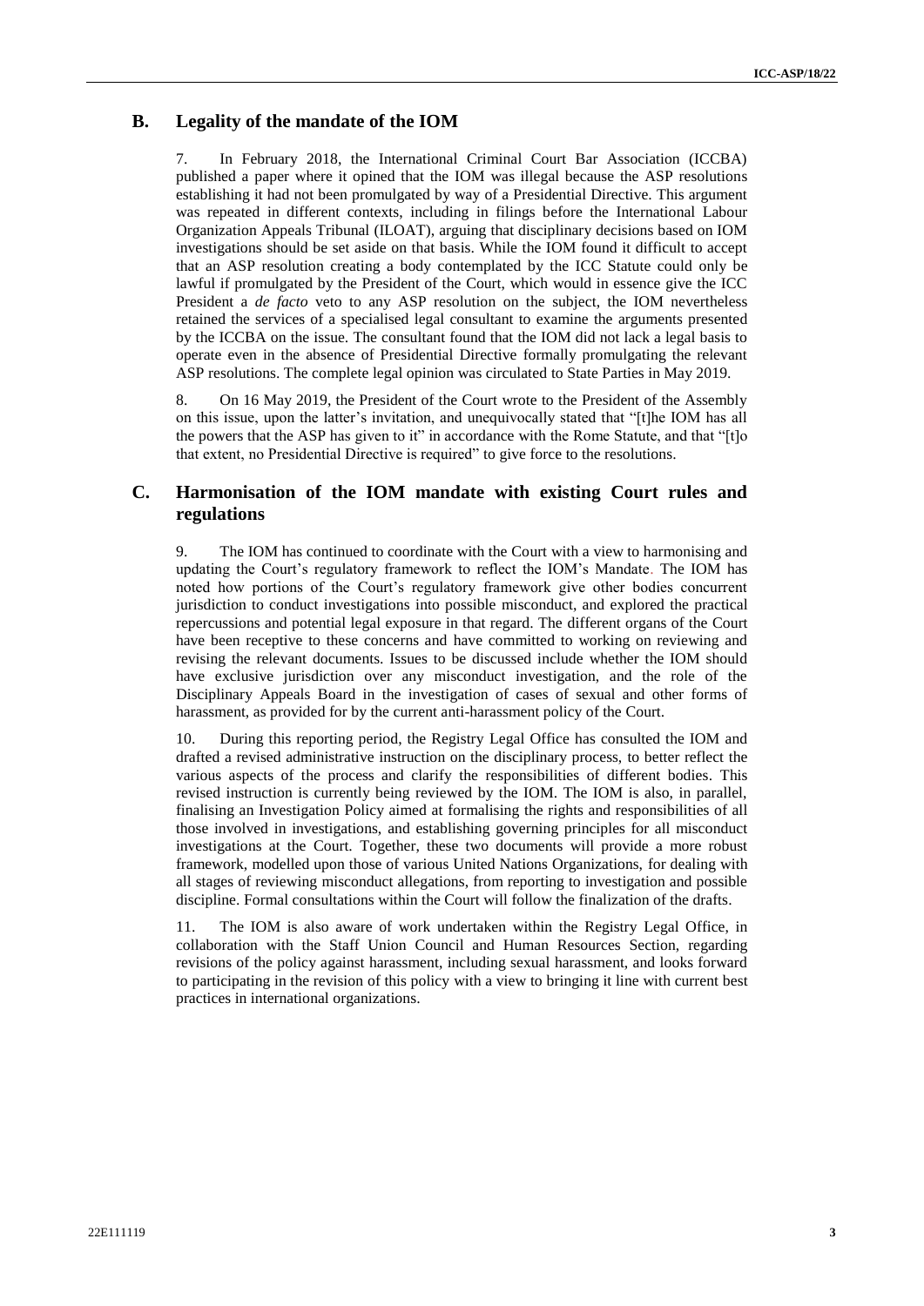## B. Legality of the mandate of the IOM

7. In February 2018, the International Criminal Court Bar Association (ICCBA) published a paper where it opined that the IOM was illegal because the ASP resolutions establishing it had not been promulgated by way of a Presidential Directive. This argument was repeated in different contexts, including in filings before the International Labour Organization Appeals Tribunal (ILOAT), arguing that disciplinary decisions based on IOM investigations should be set aside on that basis. While the IOM found it difficult to accept that an ASP resolution creating a body contemplated by the ICC Statute could only be lawful if promulgated by the President of the Court, which would in essence give the ICC President a *de facto* veto to any ASP resolution on the subject, the IOM nevertheless retained the services of a specialised legal consultant to examine the arguments presented by the ICCBA on the issue. The consultant found that the IOM did not lack a legal basis to operate even in the absence of Presidential Directive formally promulgating the relevant ASP resolutions. The complete legal opinion was circulated to State Parties in May 2019.

8. On 16 May 2019, the President of the Court wrote to the President of the Assembly on this issue, upon the latter's invitation, and unequivocally stated that "[t]he IOM has all the powers that the ASP has given to it" in accordance with the Rome Statute, and that "[t]o that extent, no Presidential Directive is required" to give force to the resolutions.

## C. Harmonisation of the IOM mandate with existing Court rules and regulations

9. The IOM has continued to coordinate with the Court with a view to harmonising and updating the Court's regulatory framework to reflect the IOM's Mandate. The IOM has noted how portions of the Court's regulatory framework give other bodies concurrent jurisdiction to conduct investigations into possible misconduct, and explored the practical repercussions and potential legal exposure in that regard. The different organs of the Court have been receptive to these concerns and have committed to working on reviewing and revising the relevant documents. Issues to be discussed include whether the IOM should have exclusive jurisdiction over any misconduct investigation, and the role of the Disciplinary Appeals Board in the investigation of cases of sexual and other forms of harassment, as provided for by the current anti-harassment policy of the Court.

10. During this reporting period, the Registry Legal Office has consulted the IOM and drafted a revised administrative instruction on the disciplinary process, to better reflect the various aspects of the process and clarify the responsibilities of different bodies. This revised instruction is currently being reviewed by the IOM. The IOM is also, in parallel, finalising an Investigation Policy aimed at formalising the rights and responsibilities of all those involved in investigations, and establishing governing principles for all misconduct investigations at the Court. Together, these two documents will provide a more robust framework, modelled upon those of various United Nations Organizations, for dealing with all stages of reviewing misconduct allegations, from reporting to investigation and possible discipline. Formal consultations within the Court will follow the finalization of the drafts.

11. The IOM is also aware of work undertaken within the Registry Legal Office, in collaboration with the Staff Union Council and Human Resources Section, regarding revisions of the policy against harassment, including sexual harassment, and looks forward to participating in the revision of this policy with a view to bringing it line with current best practices in international organizations.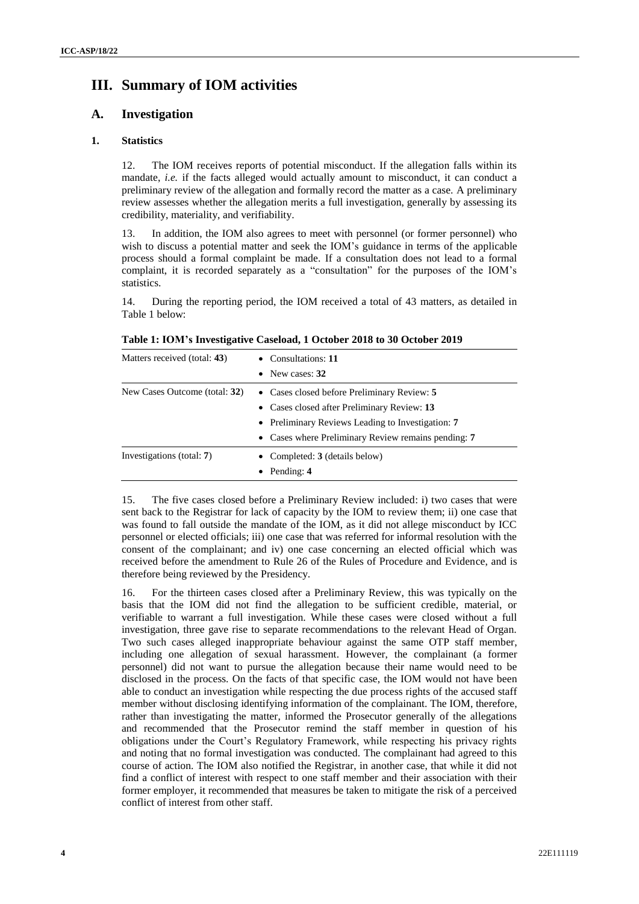# III. Summary of IOM activities

## A. Investigation

### 1. Statistics

12. The IOM receives reports of potential misconduct. If the allegation falls within its mandate, *i.e.* if the facts alleged would actually amount to misconduct, it can conduct a preliminary review of the allegation and formally record the matter as a case. A preliminary review assesses whether the allegation merits a full investigation, generally by assessing its credibility, materiality, and verifiability.

13. In addition, the IOM also agrees to meet with personnel (or former personnel) who wish to discuss a potential matter and seek the IOM's guidance in terms of the applicable process should a formal complaint be made. If a consultation does not lead to a formal complaint, it is recorded separately as a "consultation" for the purposes of the IOM's statistics.

14. During the reporting period, the IOM received a total of 43 matters, as detailed in Table 1 below:

**Table 1: IOM's Investigative Caseload, 1 October 2018 to 30 October 2019**

| | |
|---|---|
| Matters received (total: **43**) | • Consultations: **11**<br>• New cases: **32** |
| New Cases Outcome (total: **32**) | • Cases closed before Preliminary Review: **5**<br>• Cases closed after Preliminary Review: **13**<br>• Preliminary Reviews Leading to Investigation: **7**<br>• Cases where Preliminary Review remains pending: **7** |
| Investigations (total: **7**) | • Completed: **3** (details below)<br>• Pending: **4** |

15. The five cases closed before a Preliminary Review included: i) two cases that were sent back to the Registrar for lack of capacity by the IOM to review them; ii) one case that was found to fall outside the mandate of the IOM, as it did not allege misconduct by ICC personnel or elected officials; iii) one case that was referred for informal resolution with the consent of the complainant; and iv) one case concerning an elected official which was received before the amendment to Rule 26 of the Rules of Procedure and Evidence, and is therefore being reviewed by the Presidency.

16. For the thirteen cases closed after a Preliminary Review, this was typically on the basis that the IOM did not find the allegation to be sufficient credible, material, or verifiable to warrant a full investigation. While these cases were closed without a full investigation, three gave rise to separate recommendations to the relevant Head of Organ. Two such cases alleged inappropriate behaviour against the same OTP staff member, including one allegation of sexual harassment. However, the complainant (a former personnel) did not want to pursue the allegation because their name would need to be disclosed in the process. On the facts of that specific case, the IOM would not have been able to conduct an investigation while respecting the due process rights of the accused staff member without disclosing identifying information of the complainant. The IOM, therefore, rather than investigating the matter, informed the Prosecutor generally of the allegations and recommended that the Prosecutor remind the staff member in question of his obligations under the Court's Regulatory Framework, while respecting his privacy rights and noting that no formal investigation was conducted. The complainant had agreed to this course of action. The IOM also notified the Registrar, in another case, that while it did not find a conflict of interest with respect to one staff member and their association with their former employer, it recommended that measures be taken to mitigate the risk of a perceived conflict of interest from other staff.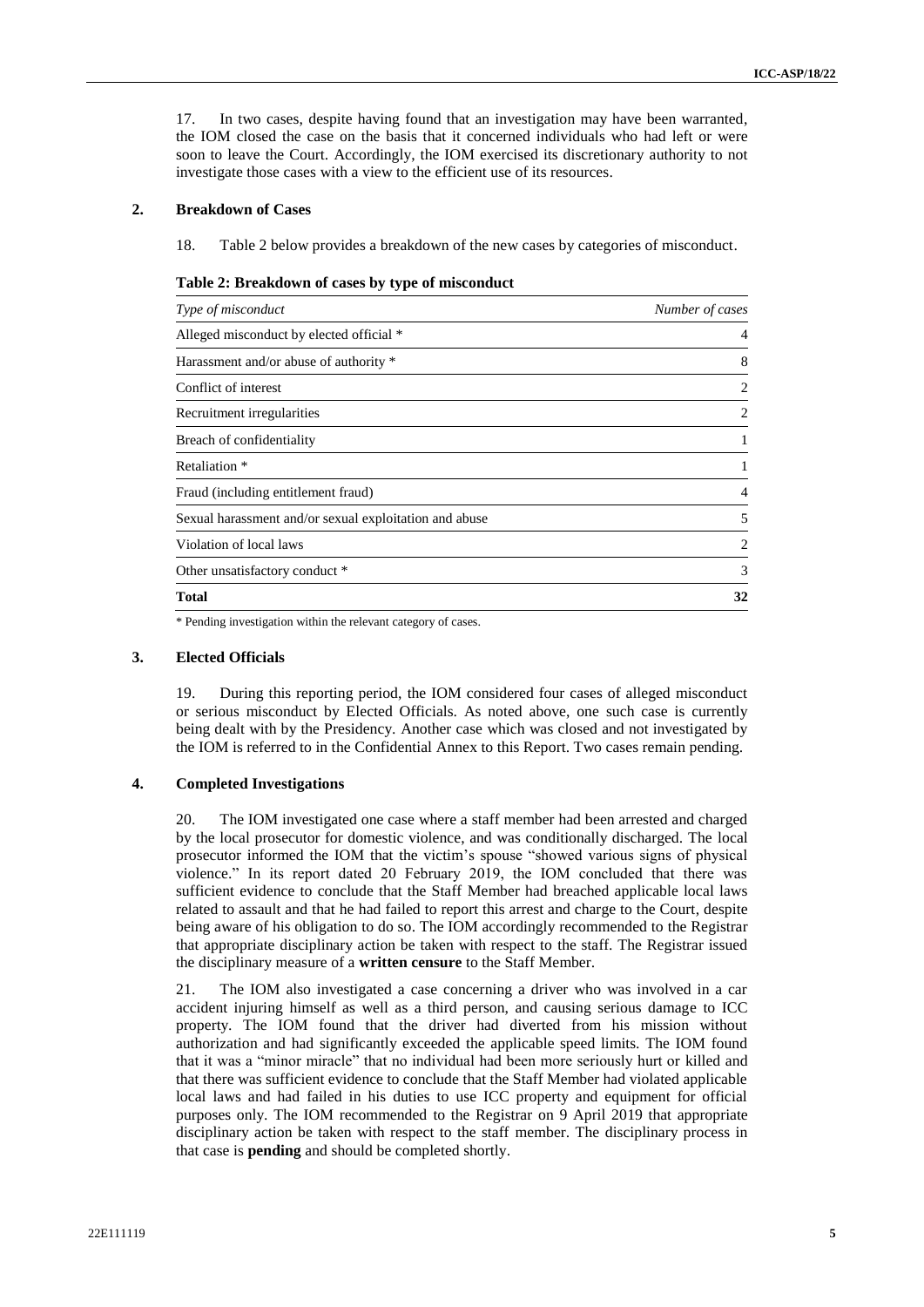17. In two cases, despite having found that an investigation may have been warranted, the IOM closed the case on the basis that it concerned individuals who had left or were soon to leave the Court. Accordingly, the IOM exercised its discretionary authority to not investigate those cases with a view to the efficient use of its resources.

### 2. Breakdown of Cases

18. Table 2 below provides a breakdown of the new cases by categories of misconduct.

**Table 2: Breakdown of cases by type of misconduct**

| *Type of misconduct* | *Number of cases* |
| --- | --- |
| Alleged misconduct by elected official * | 4 |
| Harassment and/or abuse of authority * | 8 |
| Conflict of interest | 2 |
| Recruitment irregularities | 2 |
| Breach of confidentiality | 1 |
| Retaliation * | 1 |
| Fraud (including entitlement fraud) | 4 |
| Sexual harassment and/or sexual exploitation and abuse | 5 |
| Violation of local laws | 2 |
| Other unsatisfactory conduct * | 3 |
| **Total** | **32** |

* Pending investigation within the relevant category of cases.

### 3. Elected Officials

19. During this reporting period, the IOM considered four cases of alleged misconduct or serious misconduct by Elected Officials. As noted above, one such case is currently being dealt with by the Presidency. Another case which was closed and not investigated by the IOM is referred to in the Confidential Annex to this Report. Two cases remain pending.

### 4. Completed Investigations

20. The IOM investigated one case where a staff member had been arrested and charged by the local prosecutor for domestic violence, and was conditionally discharged. The local prosecutor informed the IOM that the victim's spouse "showed various signs of physical violence." In its report dated 20 February 2019, the IOM concluded that there was sufficient evidence to conclude that the Staff Member had breached applicable local laws related to assault and that he had failed to report this arrest and charge to the Court, despite being aware of his obligation to do so. The IOM accordingly recommended to the Registrar that appropriate disciplinary action be taken with respect to the staff. The Registrar issued the disciplinary measure of a **written censure** to the Staff Member.

21. The IOM also investigated a case concerning a driver who was involved in a car accident injuring himself as well as a third person, and causing serious damage to ICC property. The IOM found that the driver had diverted from his mission without authorization and had significantly exceeded the applicable speed limits. The IOM found that it was a "minor miracle" that no individual had been more seriously hurt or killed and that there was sufficient evidence to conclude that the Staff Member had violated applicable local laws and had failed in his duties to use ICC property and equipment for official purposes only. The IOM recommended to the Registrar on 9 April 2019 that appropriate disciplinary action be taken with respect to the staff member. The disciplinary process in that case is **pending** and should be completed shortly.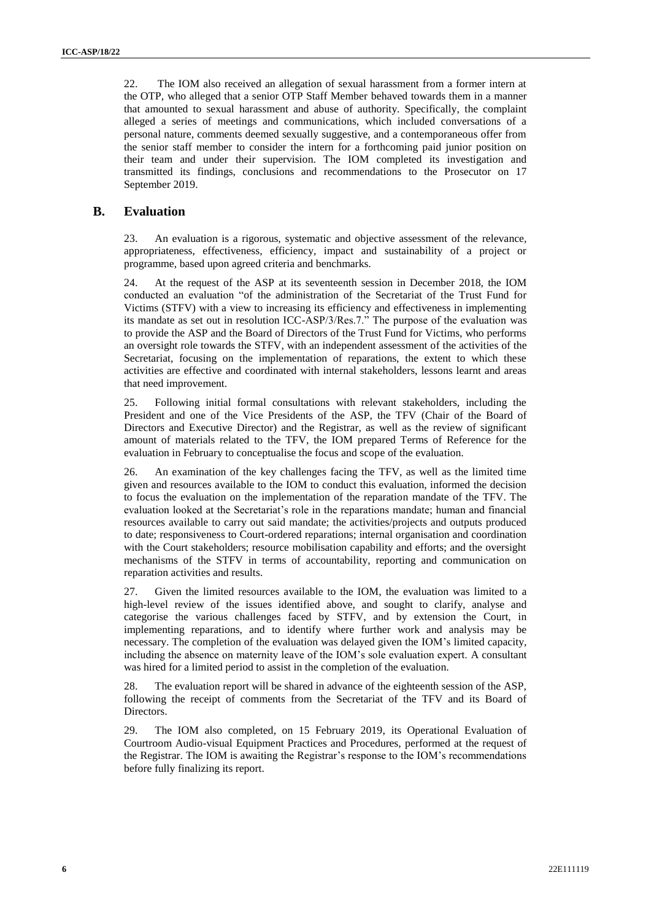22. The IOM also received an allegation of sexual harassment from a former intern at the OTP, who alleged that a senior OTP Staff Member behaved towards them in a manner that amounted to sexual harassment and abuse of authority. Specifically, the complaint alleged a series of meetings and communications, which included conversations of a personal nature, comments deemed sexually suggestive, and a contemporaneous offer from the senior staff member to consider the intern for a forthcoming paid junior position on their team and under their supervision. The IOM completed its investigation and transmitted its findings, conclusions and recommendations to the Prosecutor on 17 September 2019.

## B. Evaluation

23. An evaluation is a rigorous, systematic and objective assessment of the relevance, appropriateness, effectiveness, efficiency, impact and sustainability of a project or programme, based upon agreed criteria and benchmarks.

24. At the request of the ASP at its seventeenth session in December 2018, the IOM conducted an evaluation "of the administration of the Secretariat of the Trust Fund for Victims (STFV) with a view of increasing its efficiency and effectiveness in implementing its mandate as set out in resolution ICC-ASP/3/Res.7." The purpose of the evaluation was to provide the ASP and the Board of Directors of the Trust Fund for Victims, who performs an oversight role towards the STFV, with an independent assessment of the activities of the Secretariat, focusing on the implementation of reparations, the extent to which these activities are effective and coordinated with internal stakeholders, lessons learnt and areas that need improvement.

25. Following initial formal consultations with relevant stakeholders, including the President and one of the Vice Presidents of the ASP, the TFV (Chair of the Board of Directors and Executive Director) and the Registrar, as well as the review of significant amount of materials related to the TFV, the IOM prepared Terms of Reference for the evaluation in February to conceptualise the focus and scope of the evaluation.

26. An examination of the key challenges facing the TFV, as well as the limited time given and resources available to the IOM to conduct this evaluation, informed the decision to focus the evaluation on the implementation of the reparation mandate of the TFV. The evaluation looked at the Secretariat's role in the reparations mandate; human and financial resources available to carry out said mandate; the activities/projects and outputs produced to date; responsiveness to Court-ordered reparations; internal organisation and coordination with the Court stakeholders; resource mobilisation capability and efforts; and the oversight mechanisms of the STFV in terms of accountability, reporting and communication on reparation activities and results.

27. Given the limited resources available to the IOM, the evaluation was limited to a high-level review of the issues identified above, and sought to clarify, analyse and categorise the various challenges faced by STFV, and by extension the Court, in implementing reparations, and to identify where further work and analysis may be necessary. The completion of the evaluation was delayed given the IOM's limited capacity, including the absence on maternity leave of the IOM's sole evaluation expert. A consultant was hired for a limited period to assist in the completion of the evaluation.

28. The evaluation report will be shared in advance of the eighteenth session of the ASP, following the receipt of comments from the Secretariat of the TFV and its Board of Directors.

29. The IOM also completed, on 15 February 2019, its Operational Evaluation of Courtroom Audio-visual Equipment Practices and Procedures, performed at the request of the Registrar. The IOM is awaiting the Registrar's response to the IOM's recommendations before fully finalizing its report.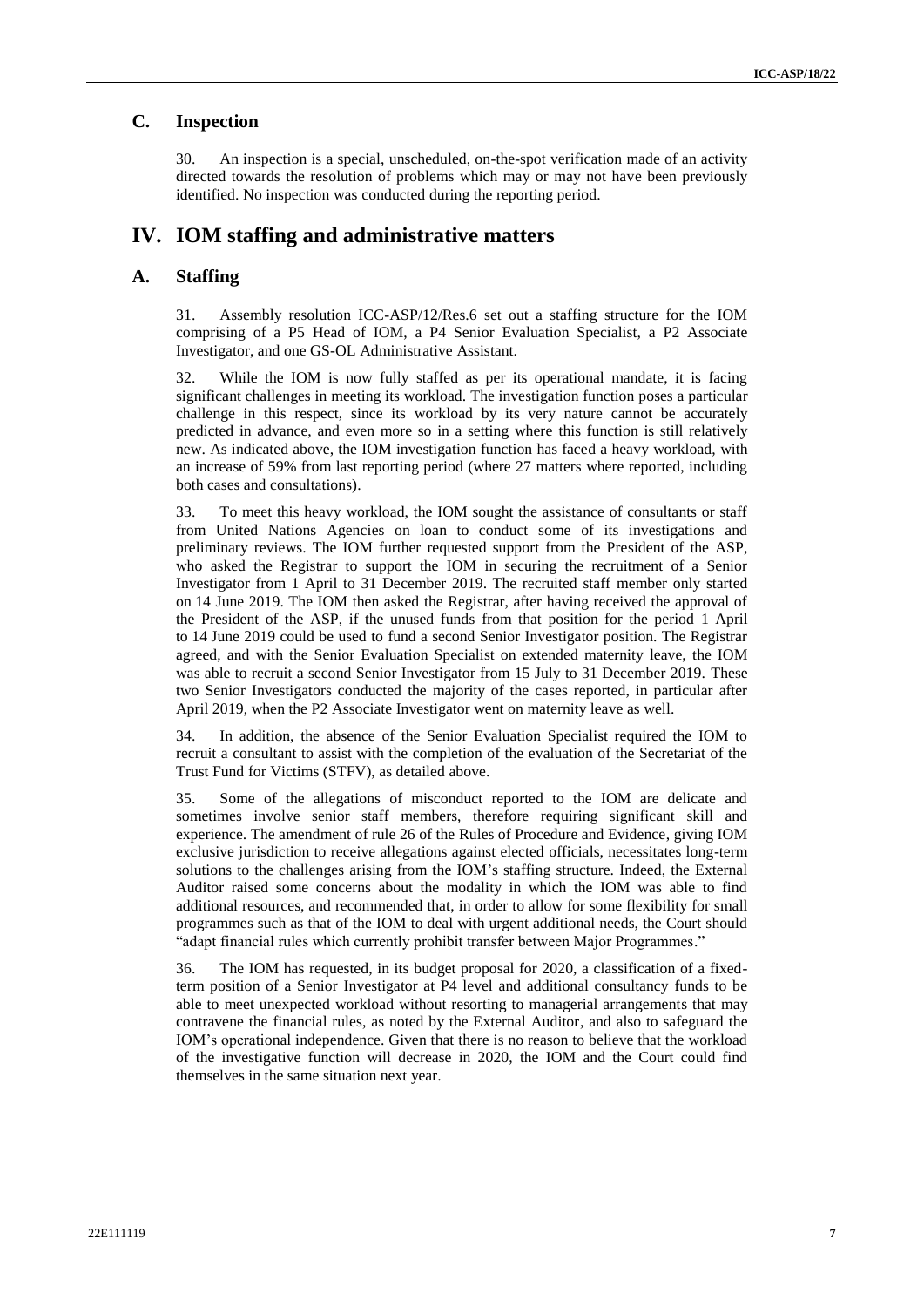## C. Inspection

30. An inspection is a special, unscheduled, on-the-spot verification made of an activity directed towards the resolution of problems which may or may not have been previously identified. No inspection was conducted during the reporting period.

# IV. IOM staffing and administrative matters

## A. Staffing

31. Assembly resolution ICC-ASP/12/Res.6 set out a staffing structure for the IOM comprising of a P5 Head of IOM, a P4 Senior Evaluation Specialist, a P2 Associate Investigator, and one GS-OL Administrative Assistant.

32. While the IOM is now fully staffed as per its operational mandate, it is facing significant challenges in meeting its workload. The investigation function poses a particular challenge in this respect, since its workload by its very nature cannot be accurately predicted in advance, and even more so in a setting where this function is still relatively new. As indicated above, the IOM investigation function has faced a heavy workload, with an increase of 59% from last reporting period (where 27 matters where reported, including both cases and consultations).

33. To meet this heavy workload, the IOM sought the assistance of consultants or staff from United Nations Agencies on loan to conduct some of its investigations and preliminary reviews. The IOM further requested support from the President of the ASP, who asked the Registrar to support the IOM in securing the recruitment of a Senior Investigator from 1 April to 31 December 2019. The recruited staff member only started on 14 June 2019. The IOM then asked the Registrar, after having received the approval of the President of the ASP, if the unused funds from that position for the period 1 April to 14 June 2019 could be used to fund a second Senior Investigator position. The Registrar agreed, and with the Senior Evaluation Specialist on extended maternity leave, the IOM was able to recruit a second Senior Investigator from 15 July to 31 December 2019. These two Senior Investigators conducted the majority of the cases reported, in particular after April 2019, when the P2 Associate Investigator went on maternity leave as well.

34. In addition, the absence of the Senior Evaluation Specialist required the IOM to recruit a consultant to assist with the completion of the evaluation of the Secretariat of the Trust Fund for Victims (STFV), as detailed above.

35. Some of the allegations of misconduct reported to the IOM are delicate and sometimes involve senior staff members, therefore requiring significant skill and experience. The amendment of rule 26 of the Rules of Procedure and Evidence, giving IOM exclusive jurisdiction to receive allegations against elected officials, necessitates long-term solutions to the challenges arising from the IOM's staffing structure. Indeed, the External Auditor raised some concerns about the modality in which the IOM was able to find additional resources, and recommended that, in order to allow for some flexibility for small programmes such as that of the IOM to deal with urgent additional needs, the Court should "adapt financial rules which currently prohibit transfer between Major Programmes."

36. The IOM has requested, in its budget proposal for 2020, a classification of a fixed-term position of a Senior Investigator at P4 level and additional consultancy funds to be able to meet unexpected workload without resorting to managerial arrangements that may contravene the financial rules, as noted by the External Auditor, and also to safeguard the IOM's operational independence. Given that there is no reason to believe that the workload of the investigative function will decrease in 2020, the IOM and the Court could find themselves in the same situation next year.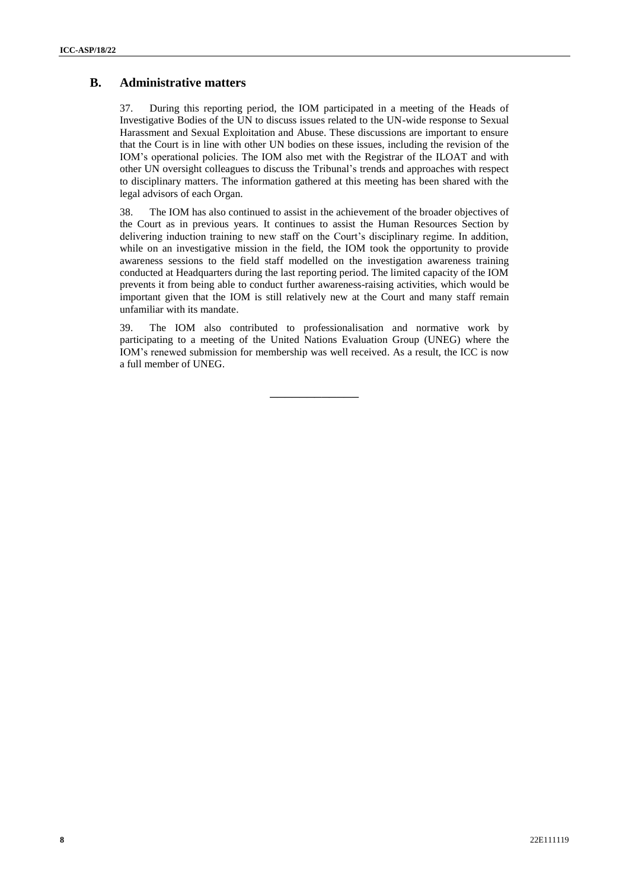## B. Administrative matters

37. During this reporting period, the IOM participated in a meeting of the Heads of Investigative Bodies of the UN to discuss issues related to the UN-wide response to Sexual Harassment and Sexual Exploitation and Abuse. These discussions are important to ensure that the Court is in line with other UN bodies on these issues, including the revision of the IOM's operational policies. The IOM also met with the Registrar of the ILOAT and with other UN oversight colleagues to discuss the Tribunal's trends and approaches with respect to disciplinary matters. The information gathered at this meeting has been shared with the legal advisors of each Organ.

38. The IOM has also continued to assist in the achievement of the broader objectives of the Court as in previous years. It continues to assist the Human Resources Section by delivering induction training to new staff on the Court's disciplinary regime. In addition, while on an investigative mission in the field, the IOM took the opportunity to provide awareness sessions to the field staff modelled on the investigation awareness training conducted at Headquarters during the last reporting period. The limited capacity of the IOM prevents it from being able to conduct further awareness-raising activities, which would be important given that the IOM is still relatively new at the Court and many staff remain unfamiliar with its mandate.

39. The IOM also contributed to professionalisation and normative work by participating to a meeting of the United Nations Evaluation Group (UNEG) where the IOM's renewed submission for membership was well received. As a result, the ICC is now a full member of UNEG.

---